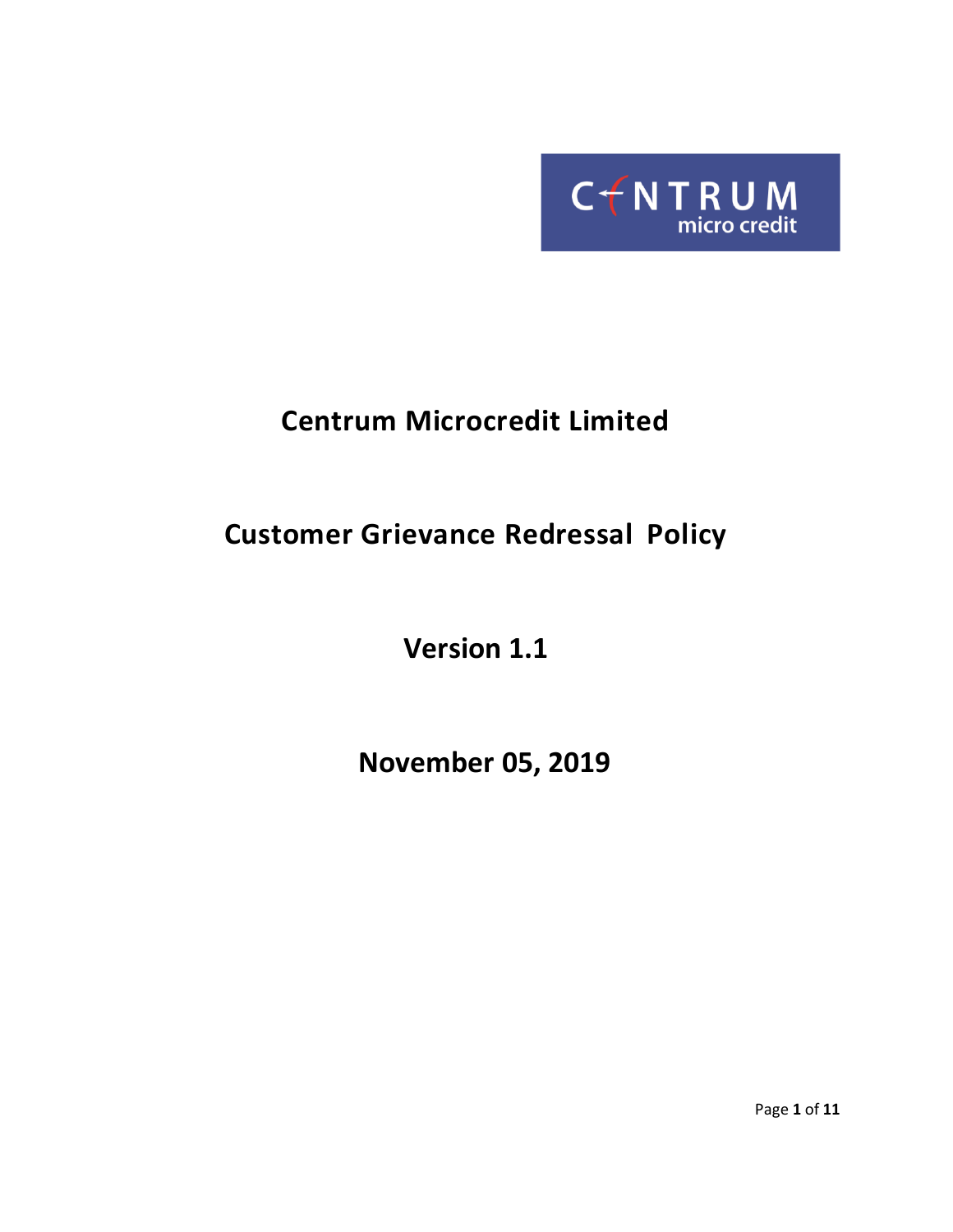# Centrum Microcredit Limited

## Customer Grievance Redressal Policy

## Version 1.1

## November 05, 2019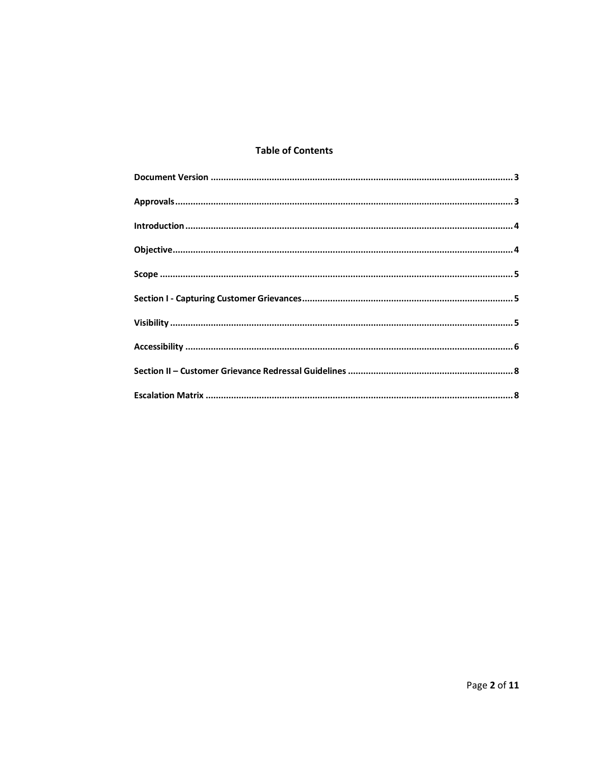## Table of Contents

**Document Version** ........................................................................................................................ 3

**Approvals** ........................................................................................................................ 3

**Introduction** ........................................................................................................................ 4

**Objective** ........................................................................................................................ 4

**Scope** ........................................................................................................................ 5

**Section I - Capturing Customer Grievances** ........................................................................................................................ 5

**Visibility** ........................................................................................................................ 5

**Accessibility** ........................................................................................................................ 6

**Section II – Customer Grievance Redressal Guidelines** ........................................................................................................................ 8

**Escalation Matrix** ........................................................................................................................ 8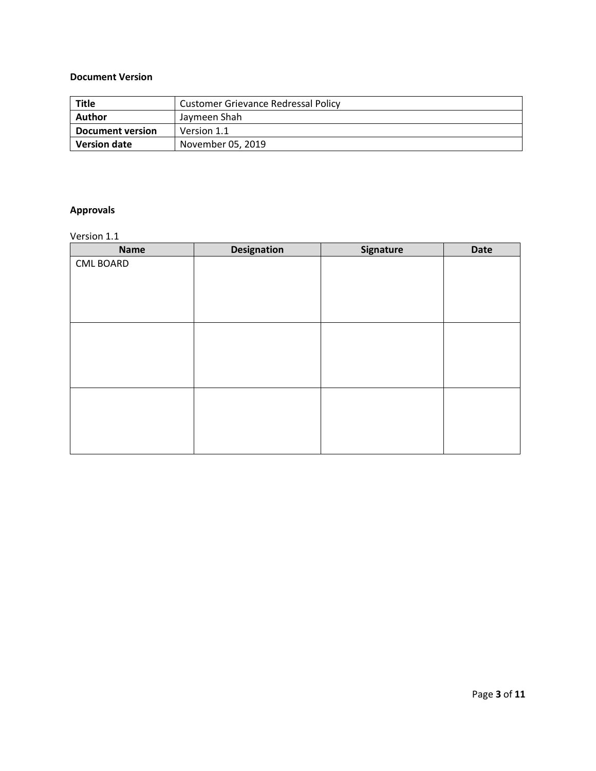**Document Version**

| Title | Customer Grievance Redressal Policy |
|---|---|
| **Author** | Jaymeen Shah |
| **Document version** | Version 1.1 |
| **Version date** | November 05, 2019 |

**Approvals**

Version 1.1

| Name | Designation | Signature | Date |
|---|---|---|---|
| CML BOARD | | | |
| | | | |
| | | | |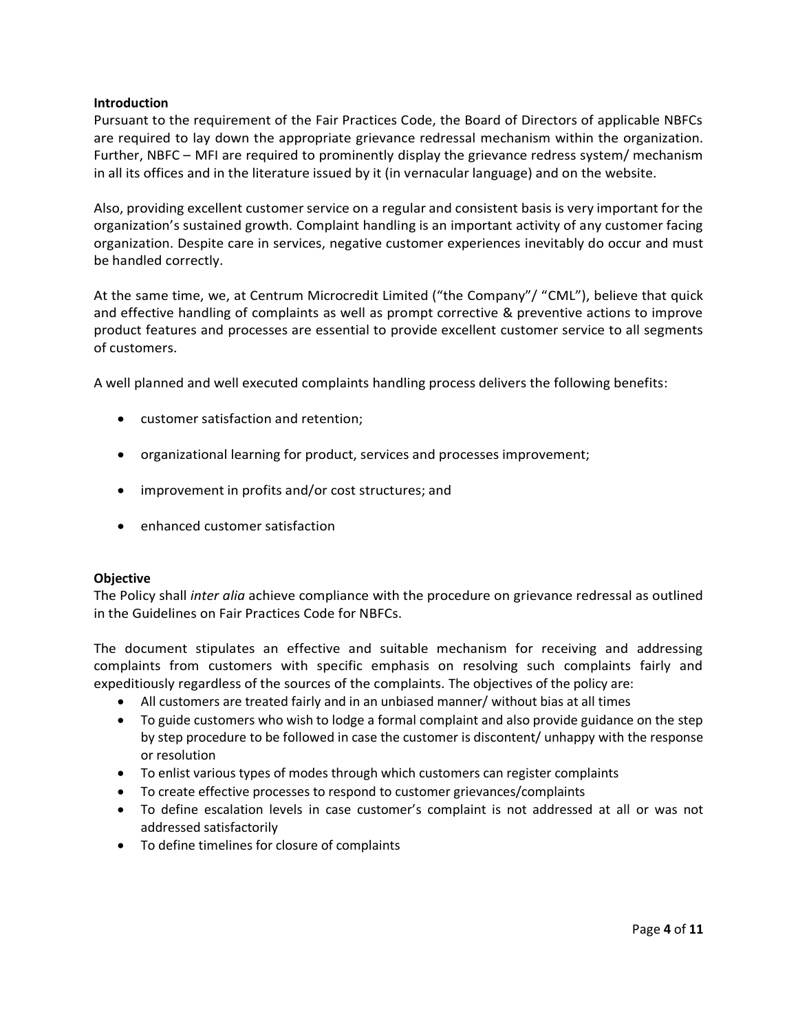**Introduction**

Pursuant to the requirement of the Fair Practices Code, the Board of Directors of applicable NBFCs are required to lay down the appropriate grievance redressal mechanism within the organization. Further, NBFC – MFI are required to prominently display the grievance redress system/ mechanism in all its offices and in the literature issued by it (in vernacular language) and on the website.

Also, providing excellent customer service on a regular and consistent basis is very important for the organization's sustained growth. Complaint handling is an important activity of any customer facing organization. Despite care in services, negative customer experiences inevitably do occur and must be handled correctly.

At the same time, we, at Centrum Microcredit Limited ("the Company"/ "CML"), believe that quick and effective handling of complaints as well as prompt corrective & preventive actions to improve product features and processes are essential to provide excellent customer service to all segments of customers.

A well planned and well executed complaints handling process delivers the following benefits:

- customer satisfaction and retention;
- organizational learning for product, services and processes improvement;
- improvement in profits and/or cost structures; and
- enhanced customer satisfaction

**Objective**

The Policy shall *inter alia* achieve compliance with the procedure on grievance redressal as outlined in the Guidelines on Fair Practices Code for NBFCs.

The document stipulates an effective and suitable mechanism for receiving and addressing complaints from customers with specific emphasis on resolving such complaints fairly and expeditiously regardless of the sources of the complaints. The objectives of the policy are:

- All customers are treated fairly and in an unbiased manner/ without bias at all times
- To guide customers who wish to lodge a formal complaint and also provide guidance on the step by step procedure to be followed in case the customer is discontent/ unhappy with the response or resolution
- To enlist various types of modes through which customers can register complaints
- To create effective processes to respond to customer grievances/complaints
- To define escalation levels in case customer's complaint is not addressed at all or was not addressed satisfactorily
- To define timelines for closure of complaints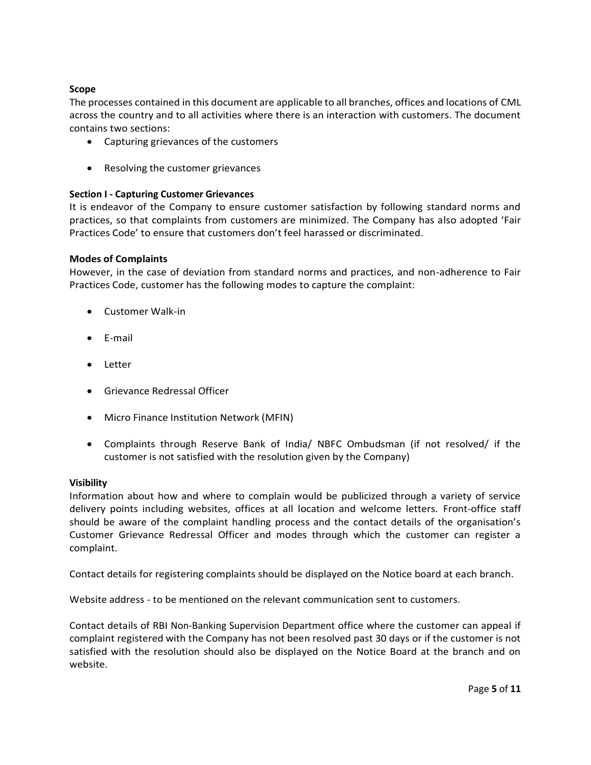**Scope**

The processes contained in this document are applicable to all branches, offices and locations of CML across the country and to all activities where there is an interaction with customers. The document contains two sections:

- Capturing grievances of the customers
- Resolving the customer grievances

**Section I - Capturing Customer Grievances**

It is endeavor of the Company to ensure customer satisfaction by following standard norms and practices, so that complaints from customers are minimized. The Company has also adopted 'Fair Practices Code' to ensure that customers don't feel harassed or discriminated.

**Modes of Complaints**

However, in the case of deviation from standard norms and practices, and non-adherence to Fair Practices Code, customer has the following modes to capture the complaint:

- Customer Walk-in
- E-mail
- Letter
- Grievance Redressal Officer
- Micro Finance Institution Network (MFIN)
- Complaints through Reserve Bank of India/ NBFC Ombudsman (if not resolved/ if the customer is not satisfied with the resolution given by the Company)

**Visibility**

Information about how and where to complain would be publicized through a variety of service delivery points including websites, offices at all location and welcome letters. Front-office staff should be aware of the complaint handling process and the contact details of the organisation's Customer Grievance Redressal Officer and modes through which the customer can register a complaint.

Contact details for registering complaints should be displayed on the Notice board at each branch.

Website address - to be mentioned on the relevant communication sent to customers.

Contact details of RBI Non-Banking Supervision Department office where the customer can appeal if complaint registered with the Company has not been resolved past 30 days or if the customer is not satisfied with the resolution should also be displayed on the Notice Board at the branch and on website.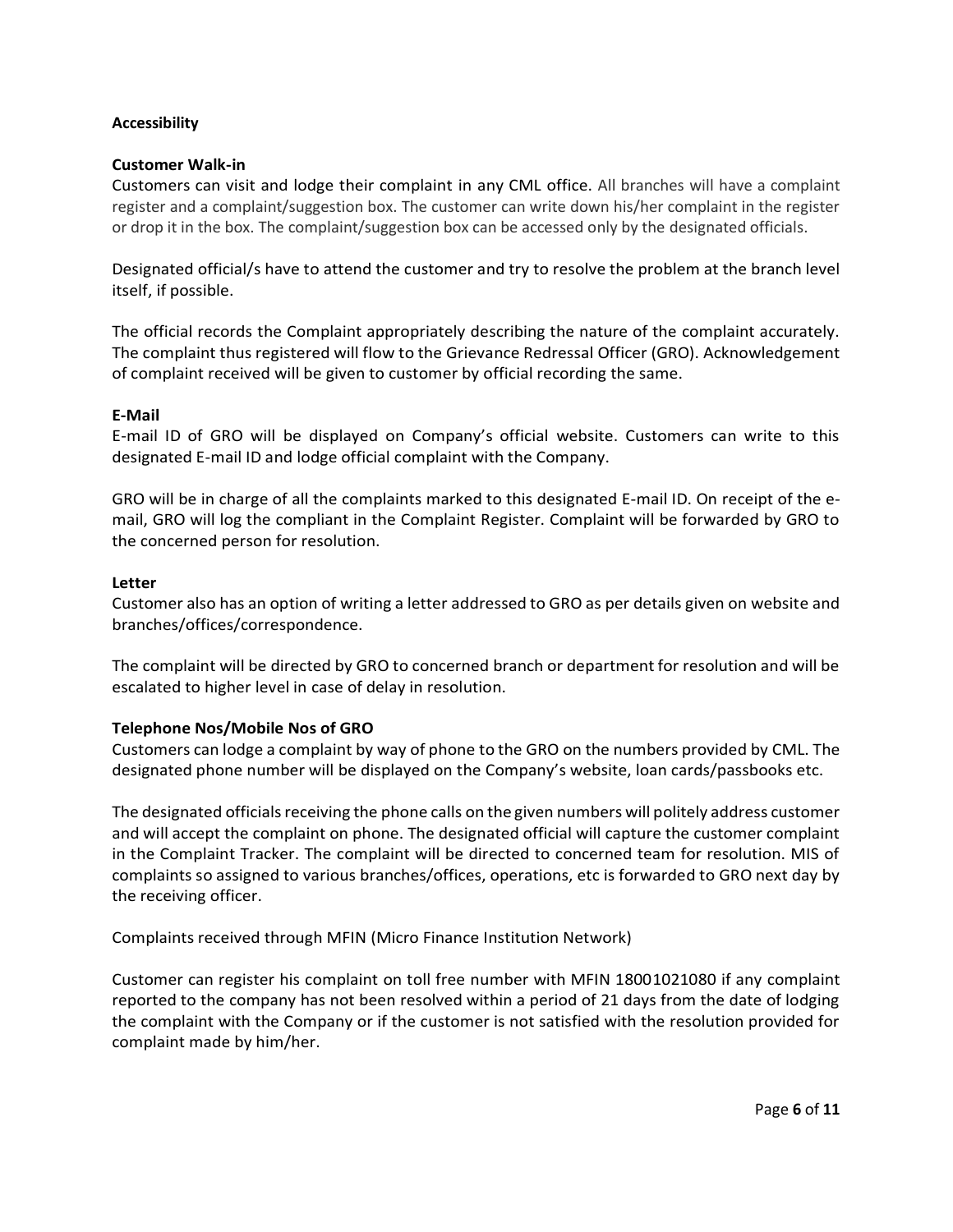**Accessibility**

**Customer Walk-in**

Customers can visit and lodge their complaint in any CML office. All branches will have a complaint register and a complaint/suggestion box. The customer can write down his/her complaint in the register or drop it in the box. The complaint/suggestion box can be accessed only by the designated officials.

Designated official/s have to attend the customer and try to resolve the problem at the branch level itself, if possible.

The official records the Complaint appropriately describing the nature of the complaint accurately. The complaint thus registered will flow to the Grievance Redressal Officer (GRO). Acknowledgement of complaint received will be given to customer by official recording the same.

**E-Mail**

E-mail ID of GRO will be displayed on Company's official website. Customers can write to this designated E-mail ID and lodge official complaint with the Company.

GRO will be in charge of all the complaints marked to this designated E-mail ID. On receipt of the e-mail, GRO will log the compliant in the Complaint Register. Complaint will be forwarded by GRO to the concerned person for resolution.

**Letter**

Customer also has an option of writing a letter addressed to GRO as per details given on website and branches/offices/correspondence.

The complaint will be directed by GRO to concerned branch or department for resolution and will be escalated to higher level in case of delay in resolution.

**Telephone Nos/Mobile Nos of GRO**

Customers can lodge a complaint by way of phone to the GRO on the numbers provided by CML. The designated phone number will be displayed on the Company's website, loan cards/passbooks etc.

The designated officials receiving the phone calls on the given numbers will politely address customer and will accept the complaint on phone. The designated official will capture the customer complaint in the Complaint Tracker. The complaint will be directed to concerned team for resolution. MIS of complaints so assigned to various branches/offices, operations, etc is forwarded to GRO next day by the receiving officer.

Complaints received through MFIN (Micro Finance Institution Network)

Customer can register his complaint on toll free number with MFIN 18001021080 if any complaint reported to the company has not been resolved within a period of 21 days from the date of lodging the complaint with the Company or if the customer is not satisfied with the resolution provided for complaint made by him/her.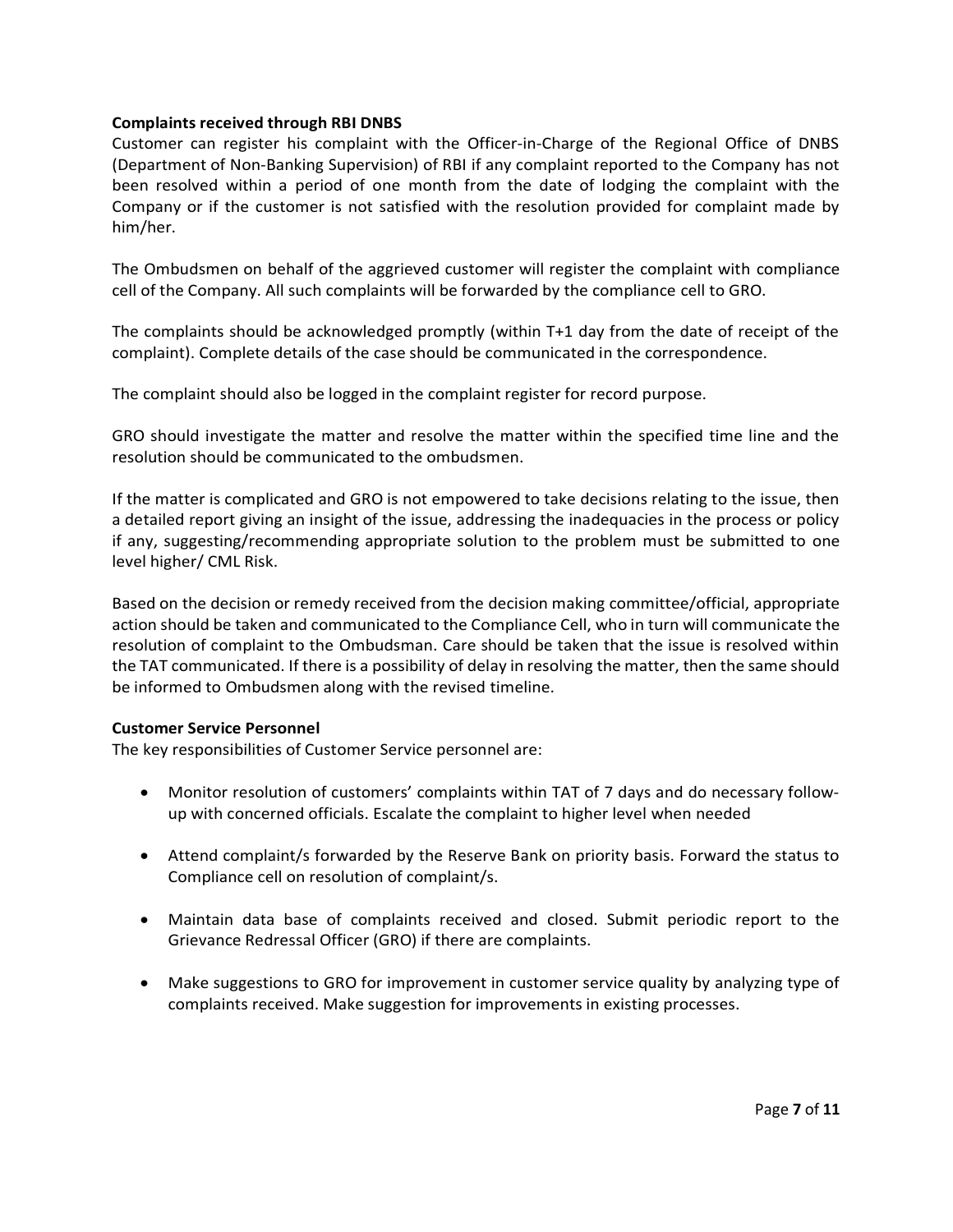**Complaints received through RBI DNBS**

Customer can register his complaint with the Officer-in-Charge of the Regional Office of DNBS (Department of Non-Banking Supervision) of RBI if any complaint reported to the Company has not been resolved within a period of one month from the date of lodging the complaint with the Company or if the customer is not satisfied with the resolution provided for complaint made by him/her.

The Ombudsmen on behalf of the aggrieved customer will register the complaint with compliance cell of the Company. All such complaints will be forwarded by the compliance cell to GRO.

The complaints should be acknowledged promptly (within T+1 day from the date of receipt of the complaint). Complete details of the case should be communicated in the correspondence.

The complaint should also be logged in the complaint register for record purpose.

GRO should investigate the matter and resolve the matter within the specified time line and the resolution should be communicated to the ombudsmen.

If the matter is complicated and GRO is not empowered to take decisions relating to the issue, then a detailed report giving an insight of the issue, addressing the inadequacies in the process or policy if any, suggesting/recommending appropriate solution to the problem must be submitted to one level higher/ CML Risk.

Based on the decision or remedy received from the decision making committee/official, appropriate action should be taken and communicated to the Compliance Cell, who in turn will communicate the resolution of complaint to the Ombudsman. Care should be taken that the issue is resolved within the TAT communicated. If there is a possibility of delay in resolving the matter, then the same should be informed to Ombudsmen along with the revised timeline.

**Customer Service Personnel**

The key responsibilities of Customer Service personnel are:

- Monitor resolution of customers' complaints within TAT of 7 days and do necessary follow-up with concerned officials. Escalate the complaint to higher level when needed

- Attend complaint/s forwarded by the Reserve Bank on priority basis. Forward the status to Compliance cell on resolution of complaint/s.

- Maintain data base of complaints received and closed. Submit periodic report to the Grievance Redressal Officer (GRO) if there are complaints.

- Make suggestions to GRO for improvement in customer service quality by analyzing type of complaints received. Make suggestion for improvements in existing processes.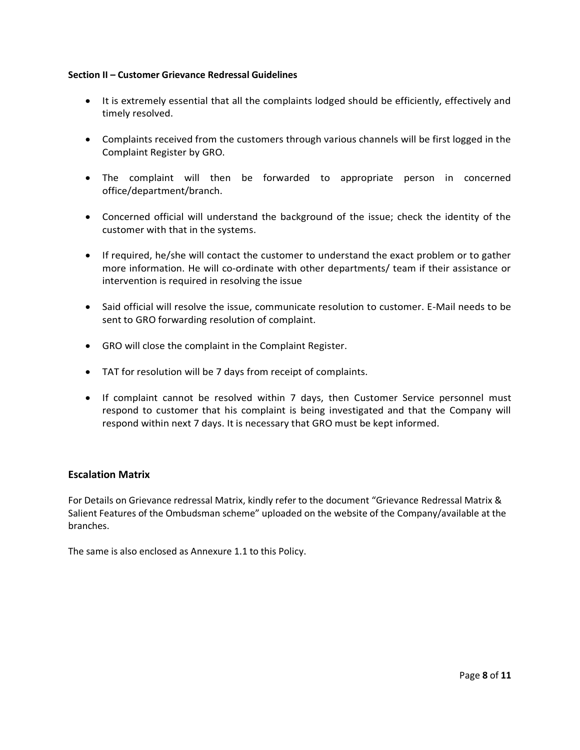**Section II – Customer Grievance Redressal Guidelines**

- It is extremely essential that all the complaints lodged should be efficiently, effectively and timely resolved.
- Complaints received from the customers through various channels will be first logged in the Complaint Register by GRO.
- The complaint will then be forwarded to appropriate person in concerned office/department/branch.
- Concerned official will understand the background of the issue; check the identity of the customer with that in the systems.
- If required, he/she will contact the customer to understand the exact problem or to gather more information. He will co-ordinate with other departments/ team if their assistance or intervention is required in resolving the issue
- Said official will resolve the issue, communicate resolution to customer. E-Mail needs to be sent to GRO forwarding resolution of complaint.
- GRO will close the complaint in the Complaint Register.
- TAT for resolution will be 7 days from receipt of complaints.
- If complaint cannot be resolved within 7 days, then Customer Service personnel must respond to customer that his complaint is being investigated and that the Company will respond within next 7 days. It is necessary that GRO must be kept informed.

## Escalation Matrix

For Details on Grievance redressal Matrix, kindly refer to the document "Grievance Redressal Matrix & Salient Features of the Ombudsman scheme" uploaded on the website of the Company/available at the branches.

The same is also enclosed as Annexure 1.1 to this Policy.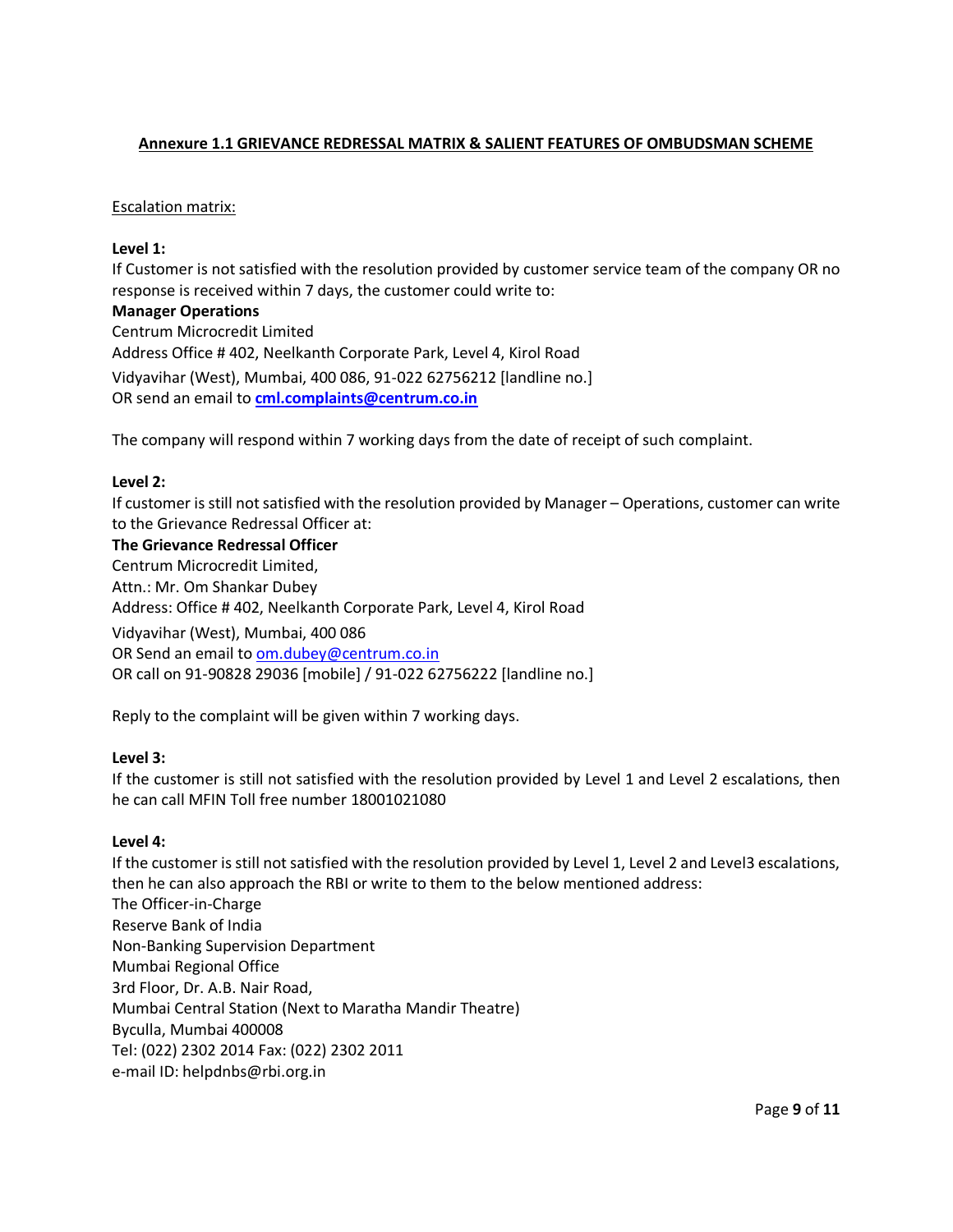## Annexure 1.1 GRIEVANCE REDRESSAL MATRIX & SALIENT FEATURES OF OMBUDSMAN SCHEME

Escalation matrix:

**Level 1:**
If Customer is not satisfied with the resolution provided by customer service team of the company OR no response is received within 7 days, the customer could write to:

**Manager Operations**
Centrum Microcredit Limited
Address Office # 402, Neelkanth Corporate Park, Level 4, Kirol Road
Vidyavihar (West), Mumbai, 400 086, 91-022 62756212 [landline no.]
OR send an email to **cml.complaints@centrum.co.in**

The company will respond within 7 working days from the date of receipt of such complaint.

**Level 2:**
If customer is still not satisfied with the resolution provided by Manager – Operations, customer can write to the Grievance Redressal Officer at:

**The Grievance Redressal Officer**
Centrum Microcredit Limited,
Attn.: Mr. Om Shankar Dubey
Address: Office # 402, Neelkanth Corporate Park, Level 4, Kirol Road
Vidyavihar (West), Mumbai, 400 086
OR Send an email to om.dubey@centrum.co.in
OR call on 91-90828 29036 [mobile] / 91-022 62756222 [landline no.]

Reply to the complaint will be given within 7 working days.

**Level 3:**
If the customer is still not satisfied with the resolution provided by Level 1 and Level 2 escalations, then he can call MFIN Toll free number 18001021080

**Level 4:**
If the customer is still not satisfied with the resolution provided by Level 1, Level 2 and Level3 escalations, then he can also approach the RBI or write to them to the below mentioned address:
The Officer-in-Charge
Reserve Bank of India
Non-Banking Supervision Department
Mumbai Regional Office
3rd Floor, Dr. A.B. Nair Road,
Mumbai Central Station (Next to Maratha Mandir Theatre)
Byculla, Mumbai 400008
Tel: (022) 2302 2014 Fax: (022) 2302 2011
e-mail ID: helpdnbs@rbi.org.in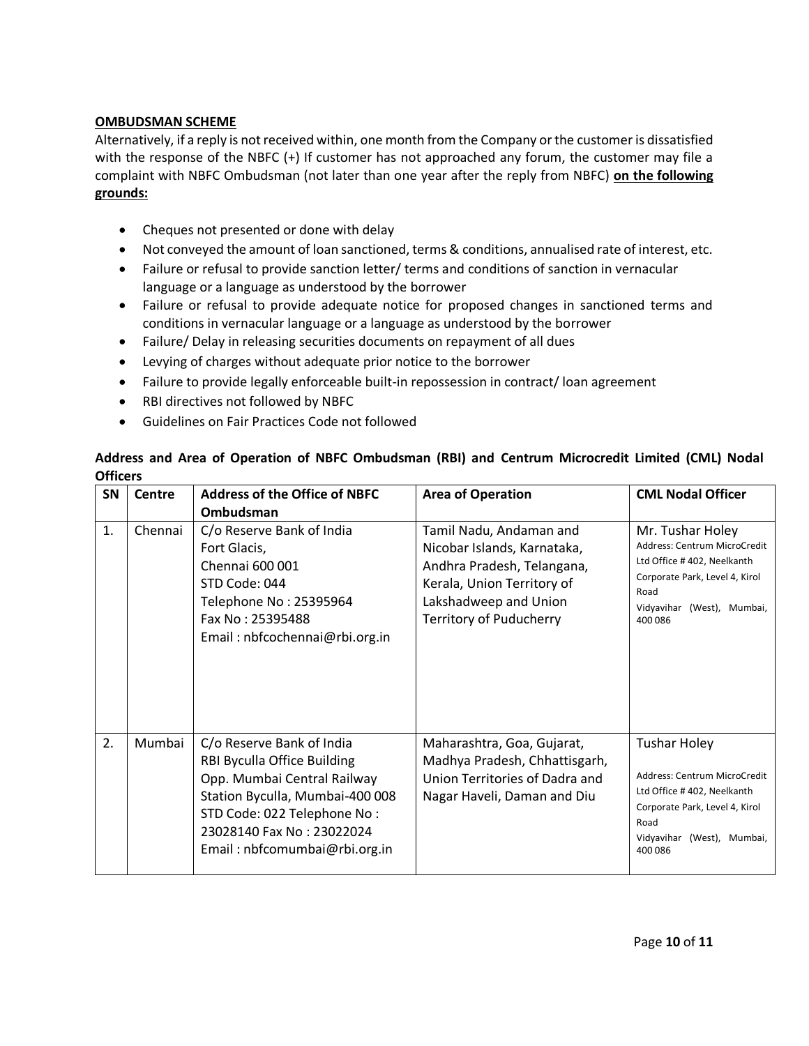**OMBUDSMAN SCHEME**

Alternatively, if a reply is not received within, one month from the Company or the customer is dissatisfied with the response of the NBFC (+) If customer has not approached any forum, the customer may file a complaint with NBFC Ombudsman (not later than one year after the reply from NBFC) **on the following grounds:**

- Cheques not presented or done with delay
- Not conveyed the amount of loan sanctioned, terms & conditions, annualised rate of interest, etc.
- Failure or refusal to provide sanction letter/ terms and conditions of sanction in vernacular language or a language as understood by the borrower
- Failure or refusal to provide adequate notice for proposed changes in sanctioned terms and conditions in vernacular language or a language as understood by the borrower
- Failure/ Delay in releasing securities documents on repayment of all dues
- Levying of charges without adequate prior notice to the borrower
- Failure to provide legally enforceable built-in repossession in contract/ loan agreement
- RBI directives not followed by NBFC
- Guidelines on Fair Practices Code not followed

**Address and Area of Operation of NBFC Ombudsman (RBI) and Centrum Microcredit Limited (CML) Nodal Officers**

| SN | Centre | Address of the Office of NBFC Ombudsman | Area of Operation | CML Nodal Officer |
|---|---|---|---|---|
| 1. | Chennai | C/o Reserve Bank of India<br>Fort Glacis,<br>Chennai 600 001<br>STD Code: 044<br>Telephone No : 25395964<br>Fax No : 25395488<br>Email : nbfcochennai@rbi.org.in | Tamil Nadu, Andaman and Nicobar Islands, Karnataka, Andhra Pradesh, Telangana, Kerala, Union Territory of Lakshadweep and Union Territory of Puducherry | Mr. Tushar Holey<br>Address: Centrum MicroCredit Ltd Office # 402, Neelkanth Corporate Park, Level 4, Kirol Road<br>Vidyavihar (West), Mumbai, 400 086 |
| 2. | Mumbai | C/o Reserve Bank of India<br>RBI Byculla Office Building<br>Opp. Mumbai Central Railway Station Byculla, Mumbai-400 008<br>STD Code: 022 Telephone No : 23028140 Fax No : 23022024<br>Email : nbfcomumbai@rbi.org.in | Maharashtra, Goa, Gujarat, Madhya Pradesh, Chhattisgarh, Union Territories of Dadra and Nagar Haveli, Daman and Diu | Tushar Holey<br><br>Address: Centrum MicroCredit Ltd Office # 402, Neelkanth Corporate Park, Level 4, Kirol Road<br>Vidyavihar (West), Mumbai, 400 086 |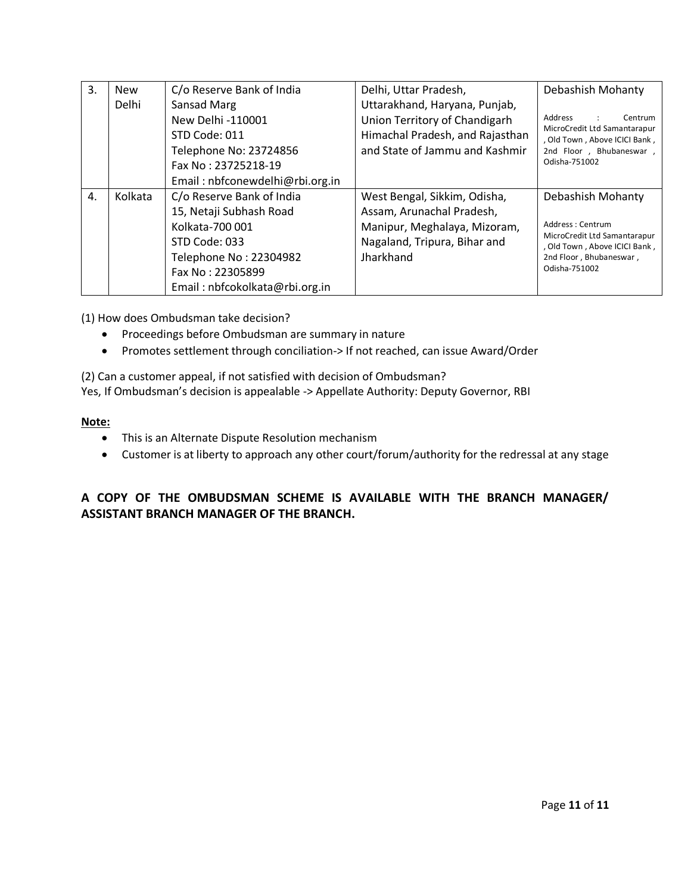| | | | | |
|---|---|---|---|---|
| 3. | New Delhi | C/o Reserve Bank of India<br>Sansad Marg<br>New Delhi -110001<br>STD Code: 011<br>Telephone No: 23724856<br>Fax No : 23725218-19<br>Email : nbfconewdelhi@rbi.org.in | Delhi, Uttar Pradesh, Uttarakhand, Haryana, Punjab, Union Territory of Chandigarh Himachal Pradesh, and Rajasthan and State of Jammu and Kashmir | Debashish Mohanty<br><br>Address : Centrum MicroCredit Ltd Samantarapur , Old Town , Above ICICI Bank , 2nd Floor , Bhubaneswar , Odisha-751002 |
| 4. | Kolkata | C/o Reserve Bank of India<br>15, Netaji Subhash Road<br>Kolkata-700 001<br>STD Code: 033<br>Telephone No : 22304982<br>Fax No : 22305899<br>Email : nbfcokolkata@rbi.org.in | West Bengal, Sikkim, Odisha, Assam, Arunachal Pradesh, Manipur, Meghalaya, Mizoram, Nagaland, Tripura, Bihar and Jharkhand | Debashish Mohanty<br><br>Address : Centrum MicroCredit Ltd Samantarapur , Old Town , Above ICICI Bank , 2nd Floor , Bhubaneswar , Odisha-751002 |

(1) How does Ombudsman take decision?

- Proceedings before Ombudsman are summary in nature
- Promotes settlement through conciliation-> If not reached, can issue Award/Order

(2) Can a customer appeal, if not satisfied with decision of Ombudsman?
Yes, If Ombudsman's decision is appealable -> Appellate Authority: Deputy Governor, RBI

**Note:**

- This is an Alternate Dispute Resolution mechanism
- Customer is at liberty to approach any other court/forum/authority for the redressal at any stage

**A COPY OF THE OMBUDSMAN SCHEME IS AVAILABLE WITH THE BRANCH MANAGER/ ASSISTANT BRANCH MANAGER OF THE BRANCH.**